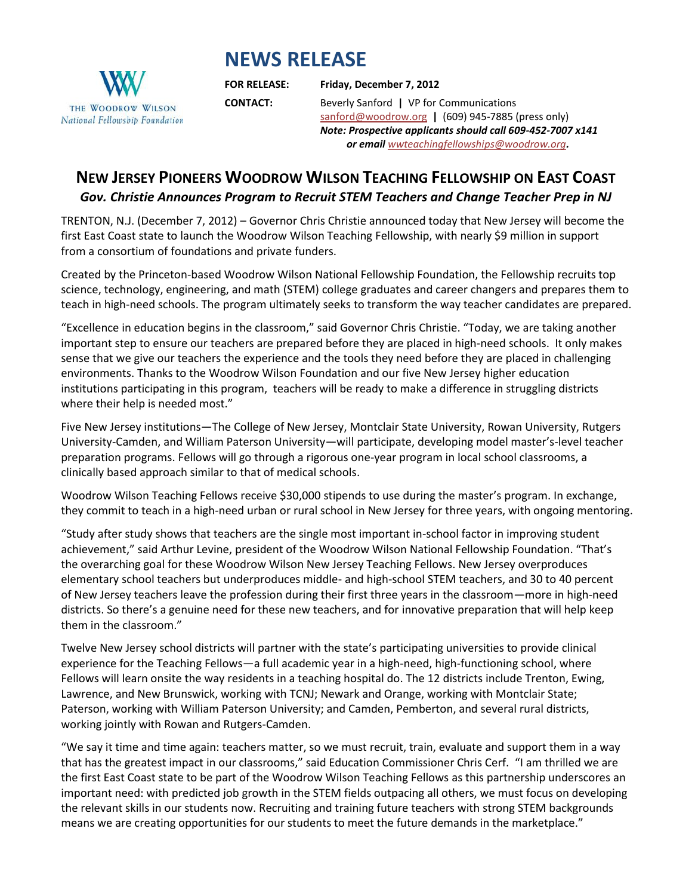The Woodrow Wilson National Fellowship Foundation

# NEWS RELEASE

**FOR RELEASE:** **Friday, December 7, 2012**

**CONTACT:** Beverly Sanford | VP for Communications
sanford@woodrow.org | (609) 945-7885 (press only)
***Note: Prospective applicants should call 609-452-7007 x141 or email wwteachingfellowships@woodrow.org.***

## New Jersey Pioneers Woodrow Wilson Teaching Fellowship on East Coast

***Gov. Christie Announces Program to Recruit STEM Teachers and Change Teacher Prep in NJ***

TRENTON, N.J. (December 7, 2012) – Governor Chris Christie announced today that New Jersey will become the first East Coast state to launch the Woodrow Wilson Teaching Fellowship, with nearly $9 million in support from a consortium of foundations and private funders.

Created by the Princeton-based Woodrow Wilson National Fellowship Foundation, the Fellowship recruits top science, technology, engineering, and math (STEM) college graduates and career changers and prepares them to teach in high-need schools. The program ultimately seeks to transform the way teacher candidates are prepared.

"Excellence in education begins in the classroom," said Governor Chris Christie. "Today, we are taking another important step to ensure our teachers are prepared before they are placed in high-need schools. It only makes sense that we give our teachers the experience and the tools they need before they are placed in challenging environments. Thanks to the Woodrow Wilson Foundation and our five New Jersey higher education institutions participating in this program, teachers will be ready to make a difference in struggling districts where their help is needed most."

Five New Jersey institutions—The College of New Jersey, Montclair State University, Rowan University, Rutgers University-Camden, and William Paterson University—will participate, developing model master's-level teacher preparation programs. Fellows will go through a rigorous one-year program in local school classrooms, a clinically based approach similar to that of medical schools.

Woodrow Wilson Teaching Fellows receive $30,000 stipends to use during the master's program. In exchange, they commit to teach in a high-need urban or rural school in New Jersey for three years, with ongoing mentoring.

"Study after study shows that teachers are the single most important in-school factor in improving student achievement," said Arthur Levine, president of the Woodrow Wilson National Fellowship Foundation. "That's the overarching goal for these Woodrow Wilson New Jersey Teaching Fellows. New Jersey overproduces elementary school teachers but underproduces middle- and high-school STEM teachers, and 30 to 40 percent of New Jersey teachers leave the profession during their first three years in the classroom—more in high-need districts. So there's a genuine need for these new teachers, and for innovative preparation that will help keep them in the classroom."

Twelve New Jersey school districts will partner with the state's participating universities to provide clinical experience for the Teaching Fellows—a full academic year in a high-need, high-functioning school, where Fellows will learn onsite the way residents in a teaching hospital do. The 12 districts include Trenton, Ewing, Lawrence, and New Brunswick, working with TCNJ; Newark and Orange, working with Montclair State; Paterson, working with William Paterson University; and Camden, Pemberton, and several rural districts, working jointly with Rowan and Rutgers-Camden.

"We say it time and time again: teachers matter, so we must recruit, train, evaluate and support them in a way that has the greatest impact in our classrooms," said Education Commissioner Chris Cerf. "I am thrilled we are the first East Coast state to be part of the Woodrow Wilson Teaching Fellows as this partnership underscores an important need: with predicted job growth in the STEM fields outpacing all others, we must focus on developing the relevant skills in our students now. Recruiting and training future teachers with strong STEM backgrounds means we are creating opportunities for our students to meet the future demands in the marketplace."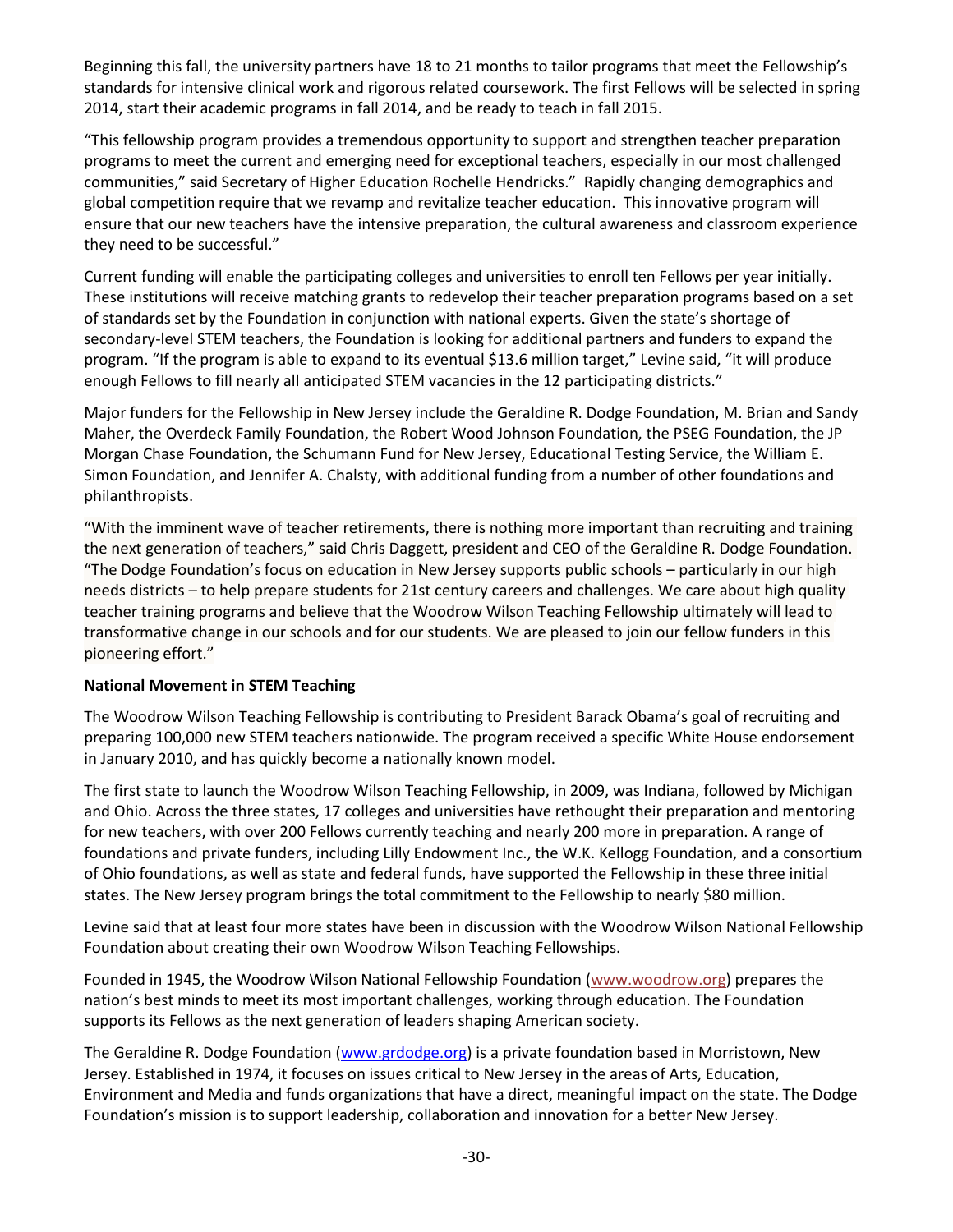Beginning this fall, the university partners have 18 to 21 months to tailor programs that meet the Fellowship's standards for intensive clinical work and rigorous related coursework. The first Fellows will be selected in spring 2014, start their academic programs in fall 2014, and be ready to teach in fall 2015.

"This fellowship program provides a tremendous opportunity to support and strengthen teacher preparation programs to meet the current and emerging need for exceptional teachers, especially in our most challenged communities," said Secretary of Higher Education Rochelle Hendricks." Rapidly changing demographics and global competition require that we revamp and revitalize teacher education. This innovative program will ensure that our new teachers have the intensive preparation, the cultural awareness and classroom experience they need to be successful."

Current funding will enable the participating colleges and universities to enroll ten Fellows per year initially. These institutions will receive matching grants to redevelop their teacher preparation programs based on a set of standards set by the Foundation in conjunction with national experts. Given the state's shortage of secondary-level STEM teachers, the Foundation is looking for additional partners and funders to expand the program. "If the program is able to expand to its eventual $13.6 million target," Levine said, "it will produce enough Fellows to fill nearly all anticipated STEM vacancies in the 12 participating districts."

Major funders for the Fellowship in New Jersey include the Geraldine R. Dodge Foundation, M. Brian and Sandy Maher, the Overdeck Family Foundation, the Robert Wood Johnson Foundation, the PSEG Foundation, the JP Morgan Chase Foundation, the Schumann Fund for New Jersey, Educational Testing Service, the William E. Simon Foundation, and Jennifer A. Chalsty, with additional funding from a number of other foundations and philanthropists.

"With the imminent wave of teacher retirements, there is nothing more important than recruiting and training the next generation of teachers," said Chris Daggett, president and CEO of the Geraldine R. Dodge Foundation. "The Dodge Foundation's focus on education in New Jersey supports public schools – particularly in our high needs districts – to help prepare students for 21st century careers and challenges. We care about high quality teacher training programs and believe that the Woodrow Wilson Teaching Fellowship ultimately will lead to transformative change in our schools and for our students. We are pleased to join our fellow funders in this pioneering effort."

**National Movement in STEM Teaching**

The Woodrow Wilson Teaching Fellowship is contributing to President Barack Obama's goal of recruiting and preparing 100,000 new STEM teachers nationwide. The program received a specific White House endorsement in January 2010, and has quickly become a nationally known model.

The first state to launch the Woodrow Wilson Teaching Fellowship, in 2009, was Indiana, followed by Michigan and Ohio. Across the three states, 17 colleges and universities have rethought their preparation and mentoring for new teachers, with over 200 Fellows currently teaching and nearly 200 more in preparation. A range of foundations and private funders, including Lilly Endowment Inc., the W.K. Kellogg Foundation, and a consortium of Ohio foundations, as well as state and federal funds, have supported the Fellowship in these three initial states. The New Jersey program brings the total commitment to the Fellowship to nearly $80 million.

Levine said that at least four more states have been in discussion with the Woodrow Wilson National Fellowship Foundation about creating their own Woodrow Wilson Teaching Fellowships.

Founded in 1945, the Woodrow Wilson National Fellowship Foundation (www.woodrow.org) prepares the nation's best minds to meet its most important challenges, working through education. The Foundation supports its Fellows as the next generation of leaders shaping American society.

The Geraldine R. Dodge Foundation (www.grdodge.org) is a private foundation based in Morristown, New Jersey. Established in 1974, it focuses on issues critical to New Jersey in the areas of Arts, Education, Environment and Media and funds organizations that have a direct, meaningful impact on the state. The Dodge Foundation's mission is to support leadership, collaboration and innovation for a better New Jersey.